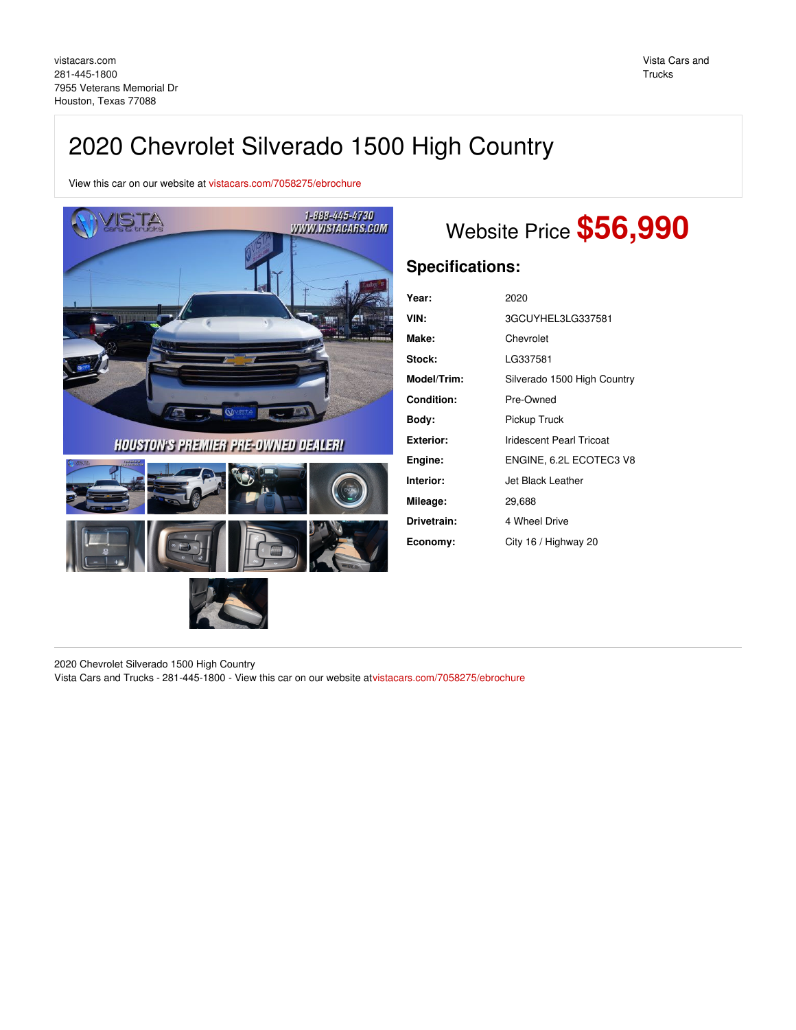vistacars.com
281-445-1800
7955 Veterans Memorial Dr
Houston, Texas 77088

Vista Cars and Trucks

# 2020 Chevrolet Silverado 1500 High Country

View this car on our website at vistacars.com/7058275/ebrochure

## Website Price **$56,990**

### Specifications:

| | |
|---|---|
| **Year:** | 2020 |
| **VIN:** | 3GCUYHEL3LG337581 |
| **Make:** | Chevrolet |
| **Stock:** | LG337581 |
| **Model/Trim:** | Silverado 1500 High Country |
| **Condition:** | Pre-Owned |
| **Body:** | Pickup Truck |
| **Exterior:** | Iridescent Pearl Tricoat |
| **Engine:** | ENGINE, 6.2L ECOTEC3 V8 |
| **Interior:** | Jet Black Leather |
| **Mileage:** | 29,688 |
| **Drivetrain:** | 4 Wheel Drive |
| **Economy:** | City 16 / Highway 20 |

2020 Chevrolet Silverado 1500 High Country
Vista Cars and Trucks - 281-445-1800 - View this car on our website atvistacars.com/7058275/ebrochure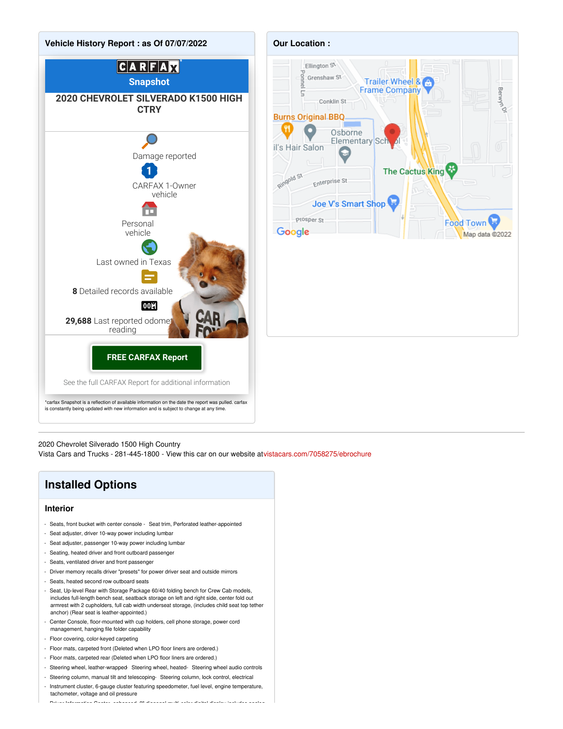## Vehicle History Report : as Of 07/07/2022

CARFAX Snapshot

**2020 CHEVROLET SILVERADO K1500 HIGH CTRY**

Damage reported

CARFAX 1-Owner vehicle

Personal vehicle

Last owned in Texas

**8** Detailed records available

**29,688** Last reported odometer reading

**FREE CARFAX Report**

See the full CARFAX Report for additional information

*carfax Snapshot is a reflection of available information on the date the report was pulled. carfax is constantly being updated with new information and is subject to change at any time.

## Our Location :

---

2020 Chevrolet Silverado 1500 High Country
Vista Cars and Trucks - 281-445-1800 - View this car on our website atvistacars.com/7058275/ebrochure

## Installed Options

### Interior

- Seats, front bucket with center console - Seat trim, Perforated leather-appointed
- Seat adjuster, driver 10-way power including lumbar
- Seat adjuster, passenger 10-way power including lumbar
- Seating, heated driver and front outboard passenger
- Seats, ventilated driver and front passenger
- Driver memory recalls driver "presets" for power driver seat and outside mirrors
- Seats, heated second row outboard seats
- Seat, Up-level Rear with Storage Package 60/40 folding bench for Crew Cab models, includes full-length bench seat, seatback storage on left and right side, center fold out armrest with 2 cupholders, full cab width underseat storage, (includes child seat top tether anchor) (Rear seat is leather-appointed.)
- Center Console, floor-mounted with cup holders, cell phone storage, power cord management, hanging file folder capability
- Floor covering, color-keyed carpeting
- Floor mats, carpeted front (Deleted when LPO floor liners are ordered.)
- Floor mats, carpeted rear (Deleted when LPO floor liners are ordered.)
- Steering wheel, leather-wrapped- Steering wheel, heated- Steering wheel audio controls
- Steering column, manual tilt and telescoping- Steering column, lock control, electrical
- Instrument cluster, 6-gauge cluster featuring speedometer, fuel level, engine temperature, tachometer, voltage and oil pressure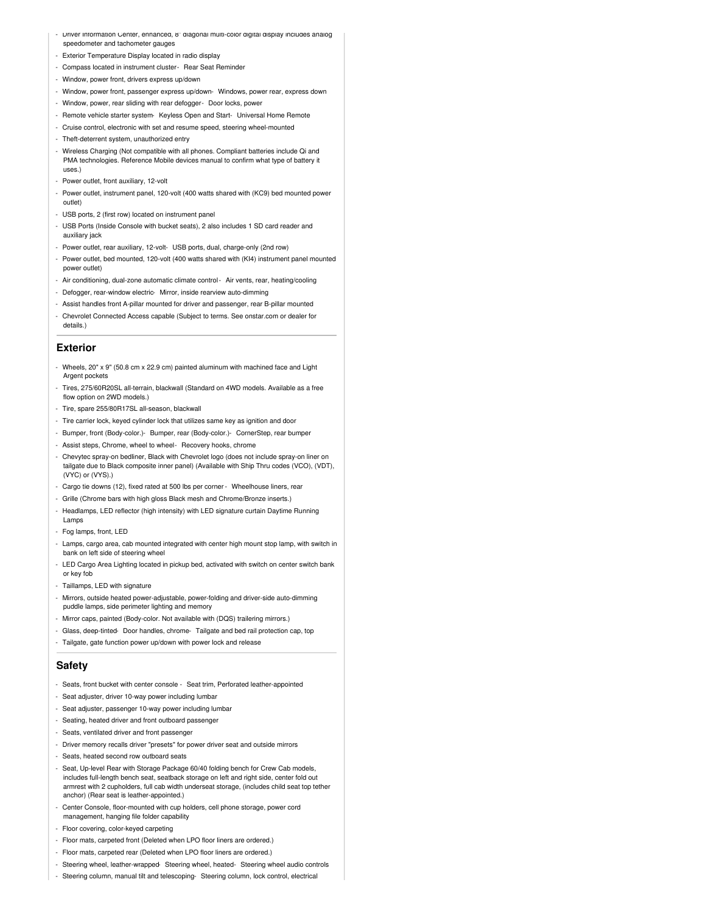- Driver Information Center, enhanced, 8" diagonal multi-color digital display includes analog speedometer and tachometer gauges
- Exterior Temperature Display located in radio display
- Compass located in instrument cluster- Rear Seat Reminder
- Window, power front, drivers express up/down
- Window, power front, passenger express up/down- Windows, power rear, express down
- Window, power, rear sliding with rear defogger- Door locks, power
- Remote vehicle starter system- Keyless Open and Start- Universal Home Remote
- Cruise control, electronic with set and resume speed, steering wheel-mounted
- Theft-deterrent system, unauthorized entry
- Wireless Charging (Not compatible with all phones. Compliant batteries include Qi and PMA technologies. Reference Mobile devices manual to confirm what type of battery it uses.)
- Power outlet, front auxiliary, 12-volt
- Power outlet, instrument panel, 120-volt (400 watts shared with (KC9) bed mounted power outlet)
- USB ports, 2 (first row) located on instrument panel
- USB Ports (Inside Console with bucket seats), 2 also includes 1 SD card reader and auxiliary jack
- Power outlet, rear auxiliary, 12-volt- USB ports, dual, charge-only (2nd row)
- Power outlet, bed mounted, 120-volt (400 watts shared with (KI4) instrument panel mounted power outlet)
- Air conditioning, dual-zone automatic climate control- Air vents, rear, heating/cooling
- Defogger, rear-window electric- Mirror, inside rearview auto-dimming
- Assist handles front A-pillar mounted for driver and passenger, rear B-pillar mounted
- Chevrolet Connected Access capable (Subject to terms. See onstar.com or dealer for details.)

## Exterior

- Wheels, 20" x 9" (50.8 cm x 22.9 cm) painted aluminum with machined face and Light Argent pockets
- Tires, 275/60R20SL all-terrain, blackwall (Standard on 4WD models. Available as a free flow option on 2WD models.)
- Tire, spare 255/80R17SL all-season, blackwall
- Tire carrier lock, keyed cylinder lock that utilizes same key as ignition and door
- Bumper, front (Body-color.)- Bumper, rear (Body-color.)- CornerStep, rear bumper
- Assist steps, Chrome, wheel to wheel- Recovery hooks, chrome
- Chevytec spray-on bedliner, Black with Chevrolet logo (does not include spray-on liner on tailgate due to Black composite inner panel) (Available with Ship Thru codes (VCO), (VDT), (VYC) or (VYS).)
- Cargo tie downs (12), fixed rated at 500 lbs per corner- Wheelhouse liners, rear
- Grille (Chrome bars with high gloss Black mesh and Chrome/Bronze inserts.)
- Headlamps, LED reflector (high intensity) with LED signature curtain Daytime Running Lamps
- Fog lamps, front, LED
- Lamps, cargo area, cab mounted integrated with center high mount stop lamp, with switch in bank on left side of steering wheel
- LED Cargo Area Lighting located in pickup bed, activated with switch on center switch bank or key fob
- Taillamps, LED with signature
- Mirrors, outside heated power-adjustable, power-folding and driver-side auto-dimming puddle lamps, side perimeter lighting and memory
- Mirror caps, painted (Body-color. Not available with (DQS) trailering mirrors.)
- Glass, deep-tinted- Door handles, chrome- Tailgate and bed rail protection cap, top
- Tailgate, gate function power up/down with power lock and release

## Safety

- Seats, front bucket with center console - Seat trim, Perforated leather-appointed
- Seat adjuster, driver 10-way power including lumbar
- Seat adjuster, passenger 10-way power including lumbar
- Seating, heated driver and front outboard passenger
- Seats, ventilated driver and front passenger
- Driver memory recalls driver "presets" for power driver seat and outside mirrors
- Seats, heated second row outboard seats
- Seat, Up-level Rear with Storage Package 60/40 folding bench for Crew Cab models, includes full-length bench seat, seatback storage on left and right side, center fold out armrest with 2 cupholders, full cab width underseat storage, (includes child seat top tether anchor) (Rear seat is leather-appointed.)
- Center Console, floor-mounted with cup holders, cell phone storage, power cord management, hanging file folder capability
- Floor covering, color-keyed carpeting
- Floor mats, carpeted front (Deleted when LPO floor liners are ordered.)
- Floor mats, carpeted rear (Deleted when LPO floor liners are ordered.)
- Steering wheel, leather-wrapped- Steering wheel, heated- Steering wheel audio controls
- Steering column, manual tilt and telescoping- Steering column, lock control, electrical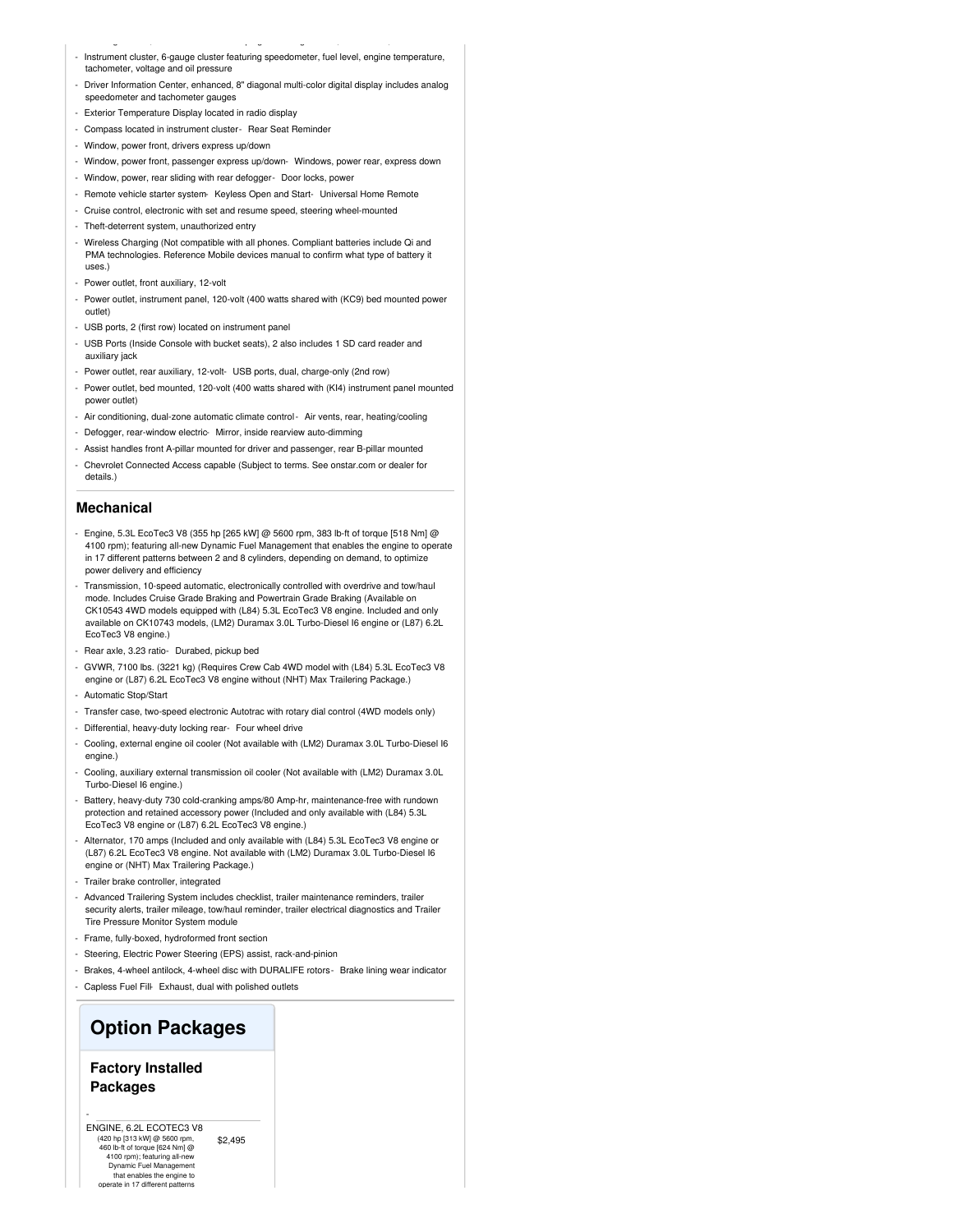- Instrument cluster, 6-gauge cluster featuring speedometer, fuel level, engine temperature, tachometer, voltage and oil pressure
- Driver Information Center, enhanced, 8" diagonal multi-color digital display includes analog speedometer and tachometer gauges
- Exterior Temperature Display located in radio display
- Compass located in instrument cluster
- Rear Seat Reminder
- Window, power front, drivers express up/down
- Window, power front, passenger express up/down
- Windows, power rear, express down
- Window, power, rear sliding with rear defogger
- Door locks, power
- Remote vehicle starter system
- Keyless Open and Start
- Universal Home Remote
- Cruise control, electronic with set and resume speed, steering wheel-mounted
- Theft-deterrent system, unauthorized entry
- Wireless Charging (Not compatible with all phones. Compliant batteries include Qi and PMA technologies. Reference Mobile devices manual to confirm what type of battery it uses.)
- Power outlet, front auxiliary, 12-volt
- Power outlet, instrument panel, 120-volt (400 watts shared with (KC9) bed mounted power outlet)
- USB ports, 2 (first row) located on instrument panel
- USB Ports (Inside Console with bucket seats), 2 also includes 1 SD card reader and auxiliary jack
- Power outlet, rear auxiliary, 12-volt
- USB ports, dual, charge-only (2nd row)
- Power outlet, bed mounted, 120-volt (400 watts shared with (KI4) instrument panel mounted power outlet)
- Air conditioning, dual-zone automatic climate control
- Air vents, rear, heating/cooling
- Defogger, rear-window electric
- Mirror, inside rearview auto-dimming
- Assist handles front A-pillar mounted for driver and passenger, rear B-pillar mounted
- Chevrolet Connected Access capable (Subject to terms. See onstar.com or dealer for details.)

## Mechanical

- Engine, 5.3L EcoTec3 V8 (355 hp [265 kW] @ 5600 rpm, 383 lb-ft of torque [518 Nm] @ 4100 rpm); featuring all-new Dynamic Fuel Management that enables the engine to operate in 17 different patterns between 2 and 8 cylinders, depending on demand, to optimize power delivery and efficiency
- Transmission, 10-speed automatic, electronically controlled with overdrive and tow/haul mode. Includes Cruise Grade Braking and Powertrain Grade Braking (Available on CK10543 4WD models equipped with (L84) 5.3L EcoTec3 V8 engine. Included and only available on CK10743 models, (LM2) Duramax 3.0L Turbo-Diesel I6 engine or (L87) 6.2L EcoTec3 V8 engine.)
- Rear axle, 3.23 ratio
- Durabed, pickup bed
- GVWR, 7100 lbs. (3221 kg) (Requires Crew Cab 4WD model with (L84) 5.3L EcoTec3 V8 engine or (L87) 6.2L EcoTec3 V8 engine without (NHT) Max Trailering Package.)
- Automatic Stop/Start
- Transfer case, two-speed electronic Autotrac with rotary dial control (4WD models only)
- Differential, heavy-duty locking rear
- Four wheel drive
- Cooling, external engine oil cooler (Not available with (LM2) Duramax 3.0L Turbo-Diesel I6 engine.)
- Cooling, auxiliary external transmission oil cooler (Not available with (LM2) Duramax 3.0L Turbo-Diesel I6 engine.)
- Battery, heavy-duty 730 cold-cranking amps/80 Amp-hr, maintenance-free with rundown protection and retained accessory power (Included and only available with (L84) 5.3L EcoTec3 V8 engine or (L87) 6.2L EcoTec3 V8 engine.)
- Alternator, 170 amps (Included and only available with (L84) 5.3L EcoTec3 V8 engine or (L87) 6.2L EcoTec3 V8 engine. Not available with (LM2) Duramax 3.0L Turbo-Diesel I6 engine or (NHT) Max Trailering Package.)
- Trailer brake controller, integrated
- Advanced Trailering System includes checklist, trailer maintenance reminders, trailer security alerts, trailer mileage, tow/haul reminder, trailer electrical diagnostics and Trailer Tire Pressure Monitor System module
- Frame, fully-boxed, hydroformed front section
- Steering, Electric Power Steering (EPS) assist, rack-and-pinion
- Brakes, 4-wheel antilock, 4-wheel disc with DURALIFE rotors
- Brake lining wear indicator
- Capless Fuel Fill
- Exhaust, dual with polished outlets

# Option Packages

## Factory Installed Packages

| | |
|---|---|
| ENGINE, 6.2L ECOTEC3 V8 (420 hp [313 kW] @ 5600 rpm, 460 lb-ft of torque [624 Nm] @ 4100 rpm); featuring all-new Dynamic Fuel Management that enables the engine to operate in 17 different patterns | $2,495 |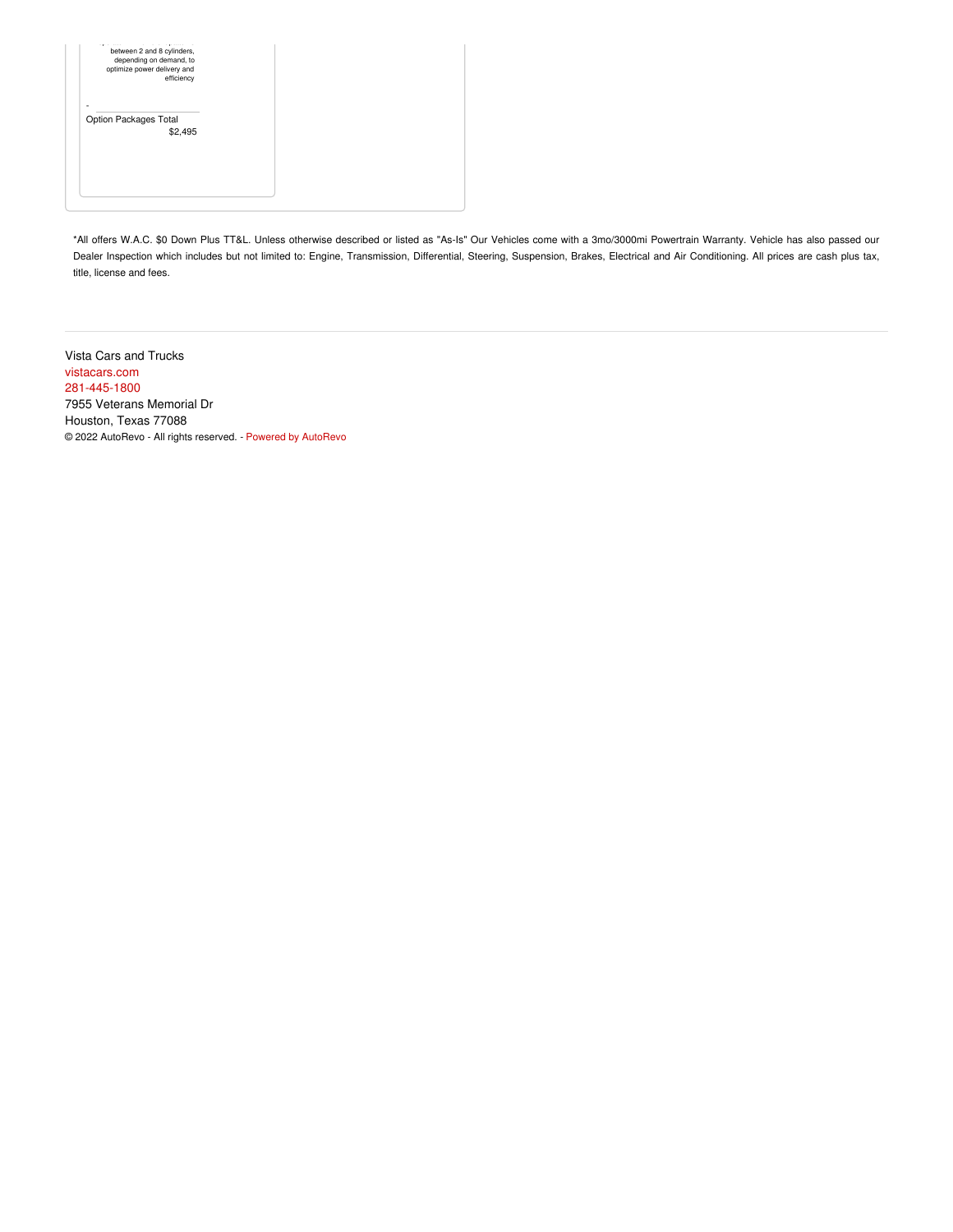between 2 and 8 cylinders, depending on demand, to optimize power delivery and efficiency

-

Option Packages Total $2,495

*All offers W.A.C. $0 Down Plus TT&L. Unless otherwise described or listed as "As-Is" Our Vehicles come with a 3mo/3000mi Powertrain Warranty. Vehicle has also passed our Dealer Inspection which includes but not limited to: Engine, Transmission, Differential, Steering, Suspension, Brakes, Electrical and Air Conditioning. All prices are cash plus tax, title, license and fees.

---

Vista Cars and Trucks
vistacars.com
281-445-1800
7955 Veterans Memorial Dr
Houston, Texas 77088
© 2022 AutoRevo - All rights reserved. - Powered by AutoRevo